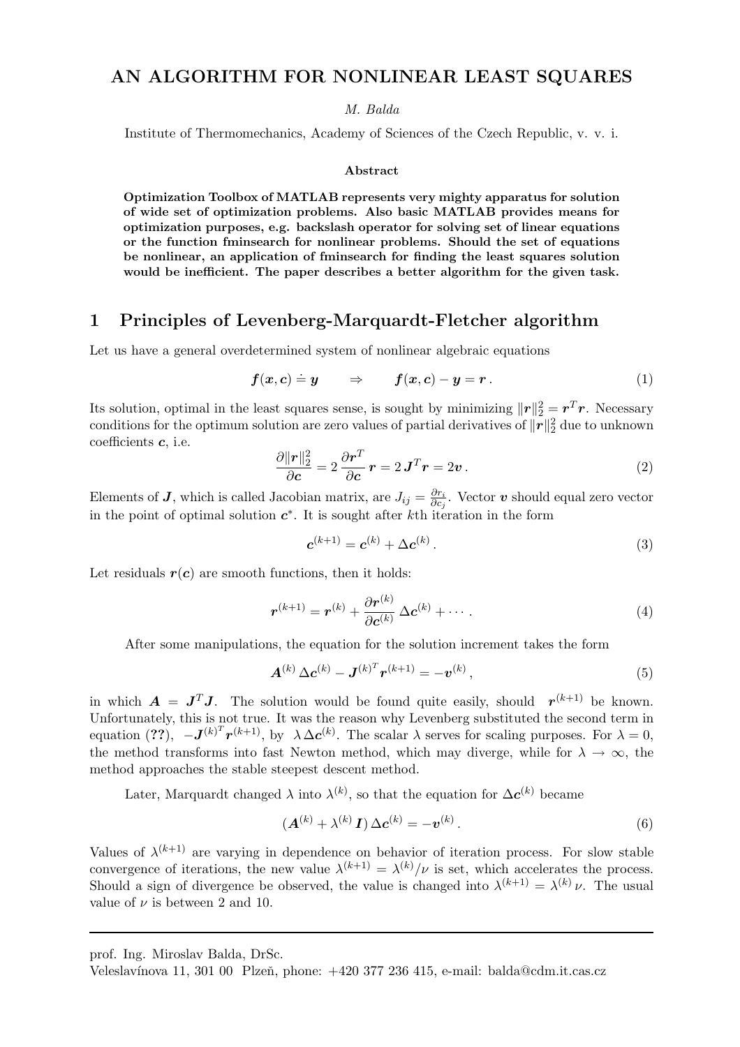# AN ALGORITHM FOR NONLINEAR LEAST SQUARES

*M. Balda*

Institute of Thermomechanics, Academy of Sciences of the Czech Republic, v. v. i.

**Abstract**

**Optimization Toolbox of MATLAB represents very mighty apparatus for solution of wide set of optimization problems. Also basic MATLAB provides means for optimization purposes, e.g. backslash operator for solving set of linear equations or the function fminsearch for nonlinear problems. Should the set of equations be nonlinear, an application of fminsearch for finding the least squares solution would be inefficient. The paper describes a better algorithm for the given task.**

## 1 Principles of Levenberg-Marquardt-Fletcher algorithm

Let us have a general overdetermined system of nonlinear algebraic equations

$$\boldsymbol{f}(\boldsymbol{x}, \boldsymbol{c}) \doteq \boldsymbol{y} \qquad \Rightarrow \qquad \boldsymbol{f}(\boldsymbol{x}, \boldsymbol{c}) - \boldsymbol{y} = \boldsymbol{r}\,. \tag{1}$$

Its solution, optimal in the least squares sense, is sought by minimizing $\|\boldsymbol{r}\|_2^2 = \boldsymbol{r}^T\boldsymbol{r}$. Necessary conditions for the optimum solution are zero values of partial derivatives of $\|\boldsymbol{r}\|_2^2$ due to unknown coefficients $\boldsymbol{c}$, i.e.

$$\frac{\partial \|\boldsymbol{r}\|_2^2}{\partial \boldsymbol{c}} = 2\,\frac{\partial \boldsymbol{r}^T}{\partial \boldsymbol{c}}\,\boldsymbol{r} = 2\,\boldsymbol{J}^T\boldsymbol{r} = 2\boldsymbol{v}\,. \tag{2}$$

Elements of $\boldsymbol{J}$, which is called Jacobian matrix, are $J_{ij} = \frac{\partial r_i}{\partial c_j}$. Vector $\boldsymbol{v}$ should equal zero vector in the point of optimal solution $\boldsymbol{c}^*$. It is sought after $k$th iteration in the form

$$\boldsymbol{c}^{(k+1)} = \boldsymbol{c}^{(k)} + \Delta\boldsymbol{c}^{(k)}\,. \tag{3}$$

Let residuals $\boldsymbol{r}(\boldsymbol{c})$ are smooth functions, then it holds:

$$\boldsymbol{r}^{(k+1)} = \boldsymbol{r}^{(k)} + \frac{\partial \boldsymbol{r}^{(k)}}{\partial \boldsymbol{c}^{(k)}}\,\Delta\boldsymbol{c}^{(k)} + \cdots\,. \tag{4}$$

After some manipulations, the equation for the solution increment takes the form

$$\boldsymbol{A}^{(k)}\,\Delta\boldsymbol{c}^{(k)} - {\boldsymbol{J}^{(k)}}^T\boldsymbol{r}^{(k+1)} = -\boldsymbol{v}^{(k)}\,, \tag{5}$$

in which $\boldsymbol{A} = \boldsymbol{J}^T\boldsymbol{J}$. The solution would be found quite easily, should $\boldsymbol{r}^{(k+1)}$ be known. Unfortunately, this is not true. It was the reason why Levenberg substituted the second term in equation (**??**), $-{\boldsymbol{J}^{(k)}}^T\boldsymbol{r}^{(k+1)}$, by $\lambda\,\Delta\boldsymbol{c}^{(k)}$. The scalar $\lambda$ serves for scaling purposes. For $\lambda = 0$, the method transforms into fast Newton method, which may diverge, while for $\lambda \to \infty$, the method approaches the stable steepest descent method.

Later, Marquardt changed $\lambda$ into $\lambda^{(k)}$, so that the equation for $\Delta\boldsymbol{c}^{(k)}$ became

$$(\boldsymbol{A}^{(k)} + \lambda^{(k)}\,\boldsymbol{I})\,\Delta\boldsymbol{c}^{(k)} = -\boldsymbol{v}^{(k)}\,. \tag{6}$$

Values of $\lambda^{(k+1)}$ are varying in dependence on behavior of iteration process. For slow stable convergence of iterations, the new value $\lambda^{(k+1)} = \lambda^{(k)}/\nu$ is set, which accelerates the process. Should a sign of divergence be observed, the value is changed into $\lambda^{(k+1)} = \lambda^{(k)}\,\nu$. The usual value of $\nu$ is between 2 and 10.

---

prof. Ing. Miroslav Balda, DrSc.
Veleslavínova 11, 301 00 Plzeň, phone: +420 377 236 415, e-mail: balda@cdm.it.cas.cz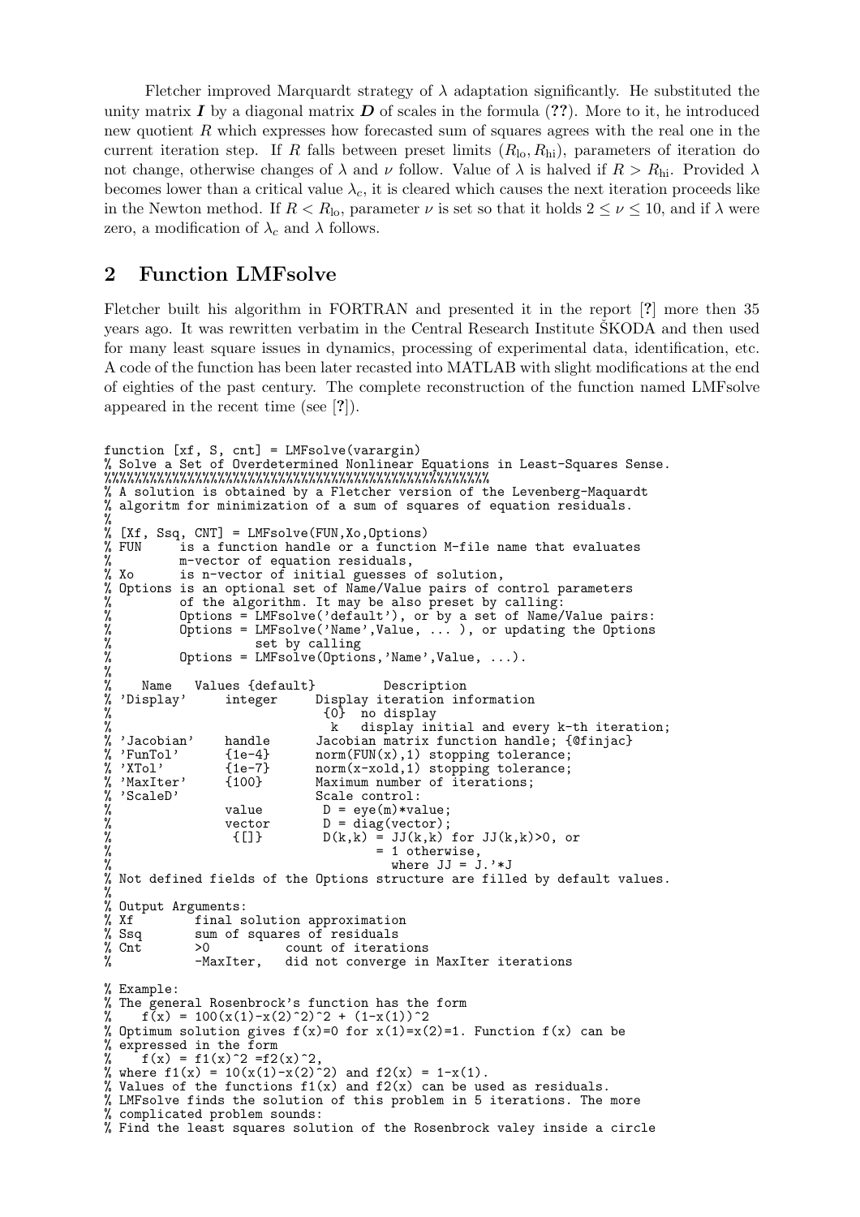Fletcher improved Marquardt strategy of $\lambda$ adaptation significantly. He substituted the unity matrix $\boldsymbol{I}$ by a diagonal matrix $\boldsymbol{D}$ of scales in the formula (??). More to it, he introduced new quotient $R$ which expresses how forecasted sum of squares agrees with the real one in the current iteration step. If $R$ falls between preset limits $(R_{\text{lo}}, R_{\text{hi}})$, parameters of iteration do not change, otherwise changes of $\lambda$ and $\nu$ follow. Value of $\lambda$ is halved if $R > R_{\text{hi}}$. Provided $\lambda$ becomes lower than a critical value $\lambda_c$, it is cleared which causes the next iteration proceeds like in the Newton method. If $R < R_{\text{lo}}$, parameter $\nu$ is set so that it holds $2 \le \nu \le 10$, and if $\lambda$ were zero, a modification of $\lambda_c$ and $\lambda$ follows.

## 2 Function LMFsolve

Fletcher built his algorithm in FORTRAN and presented it in the report [?] more then 35 years ago. It was rewritten verbatim in the Central Research Institute ŠKODA and then used for many least square issues in dynamics, processing of experimental data, identification, etc. A code of the function has been later recasted into MATLAB with slight modifications at the end of eighties of the past century. The complete reconstruction of the function named LMFsolve appeared in the recent time (see [?]).

```
function [xf, S, cnt] = LMFsolve(varargin)
% Solve a Set of Overdetermined Nonlinear Equations in Least-Squares Sense.
%%%%%%%%%%%%%%%%%%%%%%%%%%%%%%%%%%%%%%%%%%%%%%%%%%%%%%
% A solution is obtained by a Fletcher version of the Levenberg-Maquardt
% algoritm for minimization of a sum of squares of equation residuals.
%
% [Xf, Ssq, CNT] = LMFsolve(FUN,Xo,Options)
% FUN     is a function handle or a function M-file name that evaluates
%         m-vector of equation residuals,
% Xo      is n-vector of initial guesses of solution,
% Options is an optional set of Name/Value pairs of control parameters
%         of the algorithm. It may be also preset by calling:
%         Options = LMFsolve('default'), or by a set of Name/Value pairs:
%         Options = LMFsolve('Name',Value, ... ), or updating the Options
%                   set by calling
%         Options = LMFsolve(Options,'Name',Value, ...).
%
%    Name   Values {default}         Description
% 'Display'     integer     Display iteration information
%                            {0}  no display
%                             k   display initial and every k-th iteration;
% 'Jacobian'    handle      Jacobian matrix function handle; {@finjac}
% 'FunTol'      {1e-4}      norm(FUN(x),1) stopping tolerance;
% 'XTol'        {1e-7}      norm(x-xold,1) stopping tolerance;
% 'MaxIter'     {100}       Maximum number of iterations;
% 'ScaleD'                  Scale control:
%               value        D = eye(m)*value;
%               vector       D = diag(vector);
%                {[]}        D(k,k) = JJ(k,k) for JJ(k,k)>0, or
%                                   = 1 otherwise,
%                                     where JJ = J.'*J
% Not defined fields of the Options structure are filled by default values.
%
% Output Arguments:
% Xf        final solution approximation
% Ssq       sum of squares of residuals
% Cnt       >0          count of iterations
%           -MaxIter,   did not converge in MaxIter iterations

% Example:
% The general Rosenbrock's function has the form
%    f(x) = 100(x(1)-x(2)^2)^2 + (1-x(1))^2
% Optimum solution gives f(x)=0 for x(1)=x(2)=1. Function f(x) can be
% expressed in the form
%    f(x) = f1(x)^2 =f2(x)^2,
% where f1(x) = 10(x(1)-x(2)^2) and f2(x) = 1-x(1).
% Values of the functions f1(x) and f2(x) can be used as residuals.
% LMFsolve finds the solution of this problem in 5 iterations. The more
% complicated problem sounds:
% Find the least squares solution of the Rosenbrock valey inside a circle
```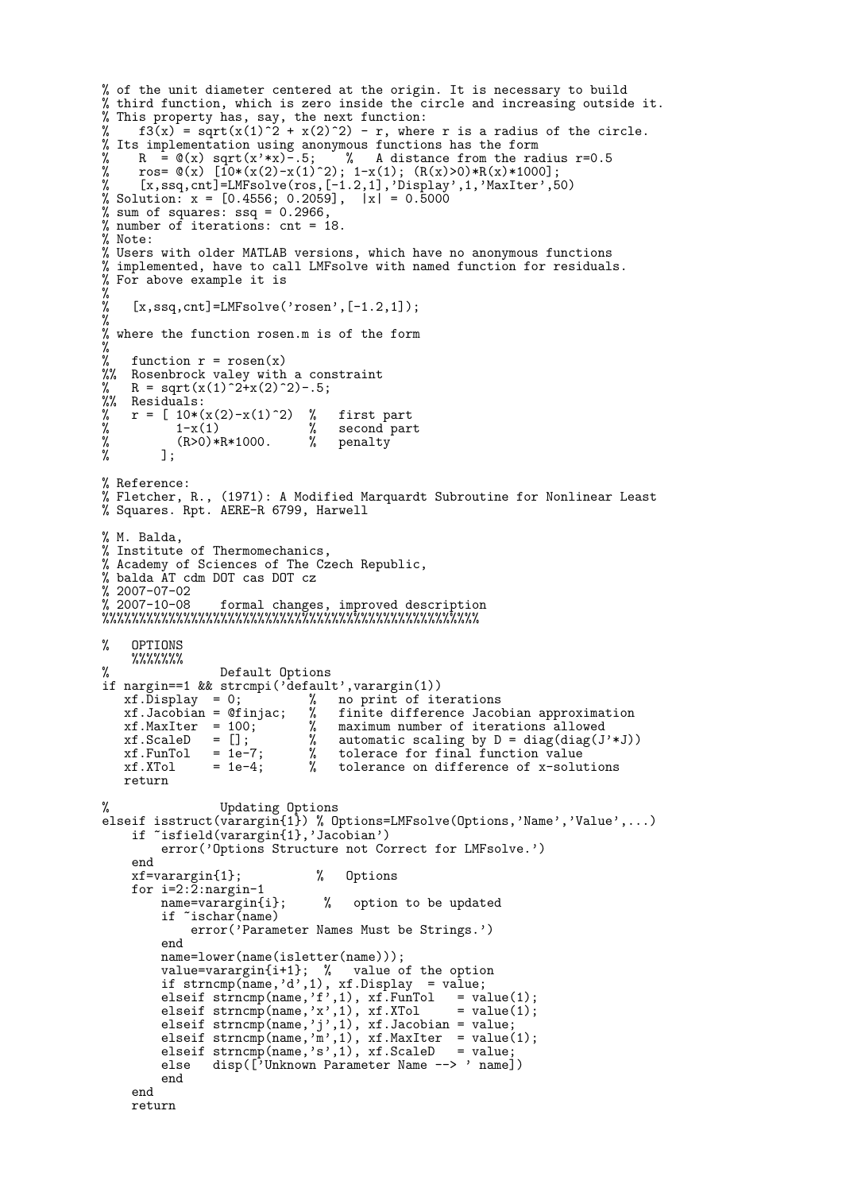```
% of the unit diameter centered at the origin. It is necessary to build
% third function, which is zero inside the circle and increasing outside it.
% This property has, say, the next function:
%    f3(x) = sqrt(x(1)^2 + x(2)^2) - r, where r is a radius of the circle.
% Its implementation using anonymous functions has the form
%    R  = @(x) sqrt(x'*x)-.5;    %   A distance from the radius r=0.5
%    ros= @(x) [10*(x(2)-x(1)^2); 1-x(1); (R(x)>0)*R(x)*1000];
%    [x,ssq,cnt]=LMFsolve(ros,[-1.2,1],'Display',1,'MaxIter',50)
% Solution: x = [0.4556; 0.2059],  |x| = 0.5000
% sum of squares: ssq = 0.2966,
% number of iterations: cnt = 18.
% Note:
% Users with older MATLAB versions, which have no anonymous functions
% implemented, have to call LMFsolve with named function for residuals.
% For above example it is
%
%   [x,ssq,cnt]=LMFsolve('rosen',[-1.2,1]);
%
% where the function rosen.m is of the form
%
%   function r = rosen(x)
%%  Rosenbrock valey with a constraint
%   R = sqrt(x(1)^2+x(2)^2)-.5;
%%  Residuals:
%   r = [ 10*(x(2)-x(1)^2)  %   first part
%         1-x(1)            %   second part
%         (R>0)*R*1000.     %   penalty
%       ];

% Reference:
% Fletcher, R., (1971): A Modified Marquardt Subroutine for Nonlinear Least
% Squares. Rpt. AERE-R 6799, Harwell

% M. Balda,
% Institute of Thermomechanics,
% Academy of Sciences of The Czech Republic,
% balda AT cdm DOT cas DOT cz
% 2007-07-02
% 2007-10-08    formal changes, improved description
%%%%%%%%%%%%%%%%%%%%%%%%%%%%%%%%%%%%%%%%%%%%%%%%%%%%%%%%%%%%%%%%%%%%%%%%%%%%%%%%

%   OPTIONS
    %%%%%%%
%               Default Options
if nargin==1 && strcmpi('default',varargin(1))
   xf.Display  = 0;         %   no print of iterations
   xf.Jacobian = @finjac;   %   finite difference Jacobian approximation
   xf.MaxIter  = 100;       %   maximum number of iterations allowed
   xf.ScaleD   = [];        %   automatic scaling by D = diag(diag(J'*J))
   xf.FunTol   = 1e-7;      %   tolerace for final function value
   xf.XTol     = 1e-4;      %   tolerance on difference of x-solutions
   return

%               Updating Options
elseif isstruct(varargin{1}) % Options=LMFsolve(Options,'Name','Value',...)
    if ~isfield(varargin{1},'Jacobian')
        error('Options Structure not Correct for LMFsolve.')
    end
    xf=varargin{1};          %   Options
    for i=2:2:nargin-1
        name=varargin{i};     %   option to be updated
        if ~ischar(name)
            error('Parameter Names Must be Strings.')
        end
        name=lower(name(isletter(name)));
        value=varargin{i+1};  %   value of the option
        if strncmp(name,'d',1), xf.Display  = value;
        elseif strncmp(name,'f',1), xf.FunTol   = value(1);
        elseif strncmp(name,'x',1), xf.XTol     = value(1);
        elseif strncmp(name,'j',1), xf.Jacobian = value;
        elseif strncmp(name,'m',1), xf.MaxIter  = value(1);
        elseif strncmp(name,'s',1), xf.ScaleD   = value;
        else   disp(['Unknown Parameter Name --> ' name])
        end
    end
    return
```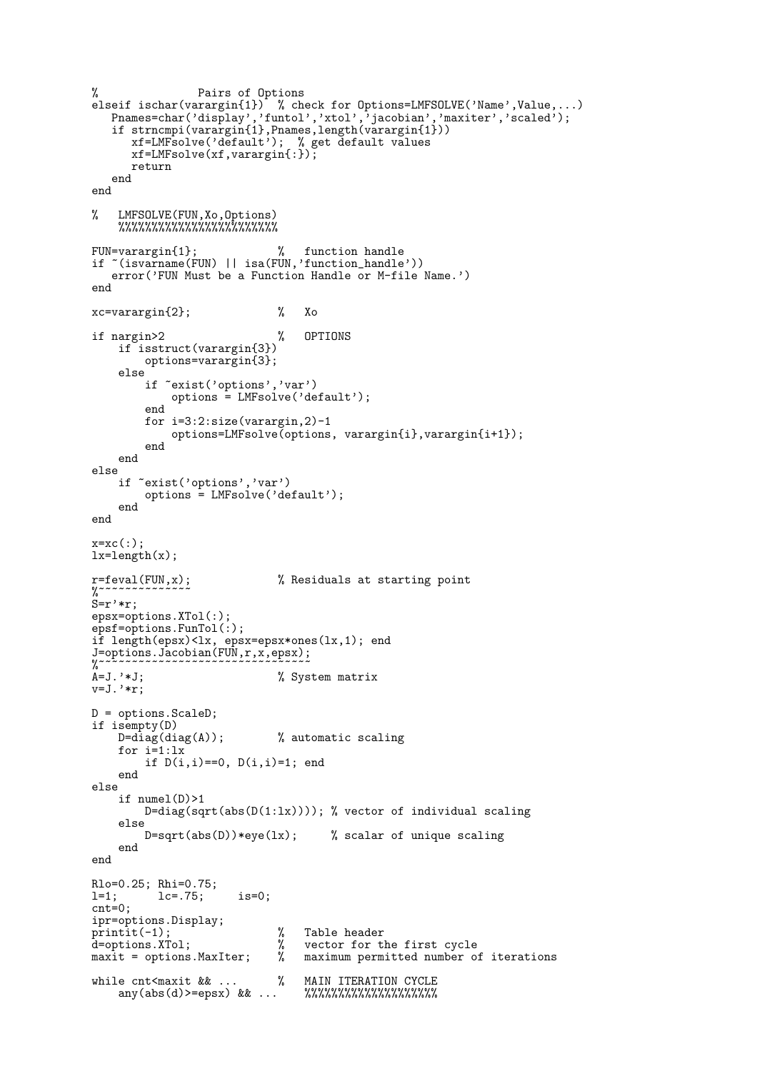```
%               Pairs of Options
elseif ischar(varargin{1})  % check for Options=LMFSOLVE('Name',Value,...)
   Pnames=char('display','funtol','xtol','jacobian','maxiter','scaled');
   if strncmpi(varargin{1},Pnames,length(varargin{1}))
      xf=LMFsolve('default');  % get default values
      xf=LMFsolve(xf,varargin{:});
      return
   end
end

%   LMFSOLVE(FUN,Xo,Options)
    %%%%%%%%%%%%%%%%%%%%%%%%

FUN=varargin{1};            %   function handle
if ~(isvarname(FUN) || isa(FUN,'function_handle'))
   error('FUN Must be a Function Handle or M-file Name.')
end

xc=varargin{2};             %   Xo

if nargin>2                 %   OPTIONS
    if isstruct(varargin{3})
        options=varargin{3};
    else
        if ~exist('options','var')
            options = LMFsolve('default');
        end
        for i=3:2:size(varargin,2)-1
            options=LMFsolve(options, varargin{i},varargin{i+1});
        end
    end
else
    if ~exist('options','var')
        options = LMFsolve('default');
    end
end

x=xc(:);
lx=length(x);

r=feval(FUN,x);             % Residuals at starting point
%~~~~~~~~~~~~~~
S=r'*r;
epsx=options.XTol(:);
epsf=options.FunTol(:);
if length(epsx)<lx, epsx=epsx*ones(lx,1); end
J=options.Jacobian(FUN,r,x,epsx);
%~~~~~~~~~~~~~~~~~~~~~~~~~~~~~~~~
A=J.'*J;                    % System matrix
v=J.'*r;

D = options.ScaleD;
if isempty(D)
    D=diag(diag(A));        % automatic scaling
    for i=1:lx
        if D(i,i)==0, D(i,i)=1; end
    end
else
    if numel(D)>1
        D=diag(sqrt(abs(D(1:lx)))); % vector of individual scaling
    else
        D=sqrt(abs(D))*eye(lx);     % scalar of unique scaling
    end
end

Rlo=0.25; Rhi=0.75;
l=1;      lc=.75;     is=0;
cnt=0;
ipr=options.Display;
printit(-1);                %   Table header
d=options.XTol;             %   vector for the first cycle
maxit = options.MaxIter;    %   maximum permitted number of iterations

while cnt<maxit && ...      %   MAIN ITERATION CYCLE
    any(abs(d)>=epsx) && ...    %%%%%%%%%%%%%%%%%%%
```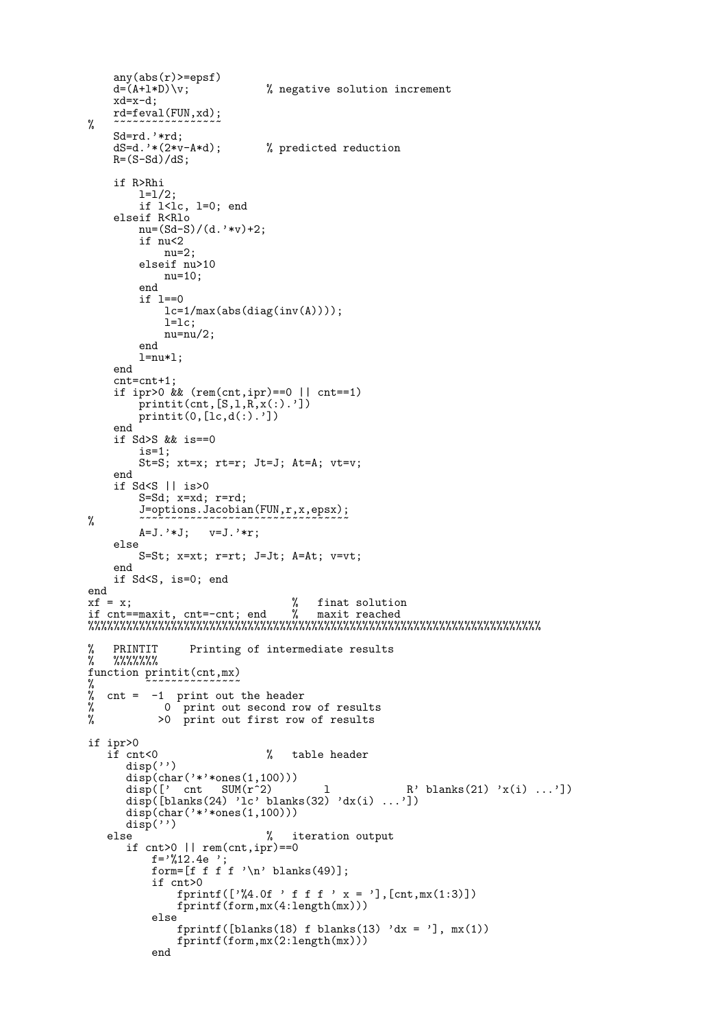```
    any(abs(r)>=epsf)
    d=(A+l*D)\v;            % negative solution increment
    xd=x-d;
    rd=feval(FUN,xd);
%   ~~~~~~~~~~~~~~~~~
    Sd=rd.'*rd;
    dS=d.'*(2*v-A*d);       % predicted reduction
    R=(S-Sd)/dS;

    if R>Rhi
        l=l/2;
        if l<lc, l=0; end
    elseif R<Rlo
        nu=(Sd-S)/(d.'*v)+2;
        if nu<2
            nu=2;
        elseif nu>10
            nu=10;
        end
        if l==0
            lc=1/max(abs(diag(inv(A))));
            l=lc;
            nu=nu/2;
        end
        l=nu*l;
    end
    cnt=cnt+1;
    if ipr>0 && (rem(cnt,ipr)==0 || cnt==1)
        printit(cnt,[S,l,R,x(:).'])
        printit(0,[lc,d(:).'])
    end
    if Sd>S && is==0
        is=1;
        St=S; xt=x; rt=r; Jt=J; At=A; vt=v;
    end
    if Sd<S || is>0
        S=Sd; x=xd; r=rd;
        J=options.Jacobian(FUN,r,x,epsx);
%       ~~~~~~~~~~~~~~~~~~~~~~~~~~~~~~~~~
        A=J.'*J;   v=J.'*r;
    else
        S=St; x=xt; r=rt; J=Jt; A=At; v=vt;
    end
    if Sd<S, is=0; end
end
xf = x;                         %   finat solution
if cnt==maxit, cnt=-cnt; end    %   maxit reached
%%%%%%%%%%%%%%%%%%%%%%%%%%%%%%%%%%%%%%%%%%%%%%%%%%%%%%%%%%%%%%%%%%%%%%%%%%%

%   PRINTIT     Printing of intermediate results
%   %%%%%%%
function printit(cnt,mx)
%        ~~~~~~~~~~~~~~~
%  cnt =  -1  print out the header
%          0  print out second row of results
%         >0  print out first row of results

if ipr>0
   if cnt<0                 %   table header
      disp('')
      disp(char('*'*ones(1,100)))
      disp(['  cnt   SUM(r^2)        l           R' blanks(21) 'x(i) ...'])
      disp([blanks(24) 'lc' blanks(32) 'dx(i) ...'])
      disp(char('*'*ones(1,100)))
      disp('')
   else                     %   iteration output
      if cnt>0 || rem(cnt,ipr)==0
          f='%12.4e ';
          form=[f f f f '\n' blanks(49)];
          if cnt>0
              fprintf(['%4.0f ' f f f ' x = '],[cnt,mx(1:3)])
              fprintf(form,mx(4:length(mx)))
          else
              fprintf([blanks(18) f blanks(13) 'dx = '], mx(1))
              fprintf(form,mx(2:length(mx)))
          end
```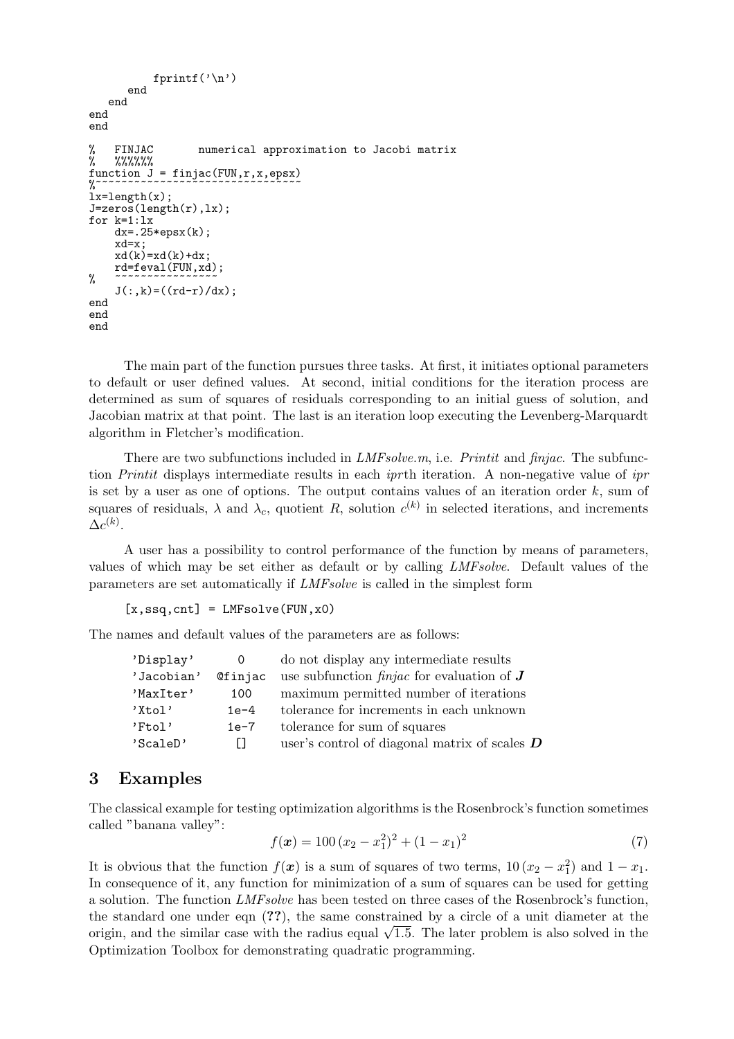```
            fprintf('\n')
        end
    end
end
end

%   FINJAC       numerical approximation to Jacobi matrix
%   %%%%%%
function J = finjac(FUN,r,x,epsx)
%~~~~~~~~~~~~~~~~~~~~~~~~~~~~~~~~~~
lx=length(x);
J=zeros(length(r),lx);
for k=1:lx
    dx=.25*epsx(k);
    xd=x;
    xd(k)=xd(k)+dx;
    rd=feval(FUN,xd);
%   ~~~~~~~~~~~~~~~~
    J(:,k)=((rd-r)/dx);
end
end
end
```

The main part of the function pursues three tasks. At first, it initiates optional parameters to default or user defined values. At second, initial conditions for the iteration process are determined as sum of squares of residuals corresponding to an initial guess of solution, and Jacobian matrix at that point. The last is an iteration loop executing the Levenberg-Marquardt algorithm in Fletcher's modification.

There are two subfunctions included in *LMFsolve.m*, i.e. *Printit* and *finjac*. The subfunction *Printit* displays intermediate results in each *ipr*th iteration. A non-negative value of *ipr* is set by a user as one of options. The output contains values of an iteration order $k$, sum of squares of residuals, $\lambda$ and $\lambda_c$, quotient $R$, solution $c^{(k)}$ in selected iterations, and increments $\Delta c^{(k)}$.

A user has a possibility to control performance of the function by means of parameters, values of which may be set either as default or by calling *LMFsolve*. Default values of the parameters are set automatically if *LMFsolve* is called in the simplest form

```
[x,ssq,cnt] = LMFsolve(FUN,x0)
```

The names and default values of the parameters are as follows:

| | | |
|---|---|---|
| 'Display' | 0 | do not display any intermediate results |
| 'Jacobian' | @finjac | use subfunction *finjac* for evaluation of $\boldsymbol{J}$ |
| 'MaxIter' | 100 | maximum permitted number of iterations |
| 'Xtol' | 1e-4 | tolerance for increments in each unknown |
| 'Ftol' | 1e-7 | tolerance for sum of squares |
| 'ScaleD' | [] | user's control of diagonal matrix of scales $\boldsymbol{D}$ |

## 3 Examples

The classical example for testing optimization algorithms is the Rosenbrock's function sometimes called "banana valley":

$$f(\boldsymbol{x}) = 100\,(x_2 - x_1^2)^2 + (1 - x_1)^2 \tag{7}$$

It is obvious that the function $f(\boldsymbol{x})$ is a sum of squares of two terms, $10\,(x_2 - x_1^2)$ and $1 - x_1$. In consequence of it, any function for minimization of a sum of squares can be used for getting a solution. The function *LMFsolve* has been tested on three cases of the Rosenbrock's function, the standard one under eqn (**??**), the same constrained by a circle of a unit diameter at the origin, and the similar case with the radius equal $\sqrt{1.5}$. The later problem is also solved in the Optimization Toolbox for demonstrating quadratic programming.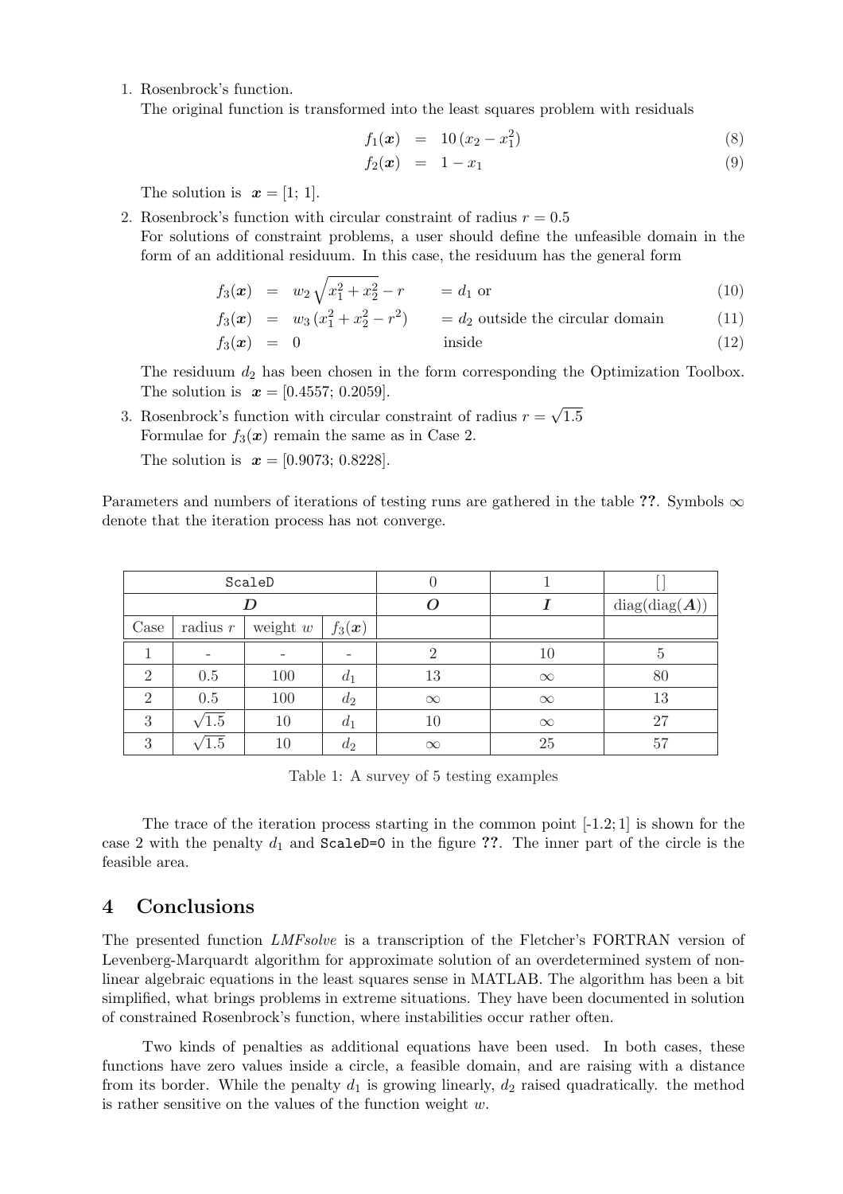1. Rosenbrock's function.
   The original function is transformed into the least squares problem with residuals

$$f_1(\boldsymbol{x}) = 10\,(x_2 - x_1^2) \tag{8}$$

$$f_2(\boldsymbol{x}) = 1 - x_1 \tag{9}$$

   The solution is $\boldsymbol{x} = [1;\, 1]$.

2. Rosenbrock's function with circular constraint of radius $r = 0.5$
   For solutions of constraint problems, a user should define the unfeasible domain in the form of an additional residuum. In this case, the residuum has the general form

$$f_3(\boldsymbol{x}) = w_2\sqrt{x_1^2 + x_2^2} - r \qquad = d_1 \text{ or} \tag{10}$$

$$f_3(\boldsymbol{x}) = w_3\,(x_1^2 + x_2^2 - r^2) \qquad = d_2 \text{ outside the circular domain} \tag{11}$$

$$f_3(\boldsymbol{x}) = 0 \qquad \text{inside} \tag{12}$$

   The residuum $d_2$ has been chosen in the form corresponding the Optimization Toolbox. The solution is $\boldsymbol{x} = [0.4557;\, 0.2059]$.

3. Rosenbrock's function with circular constraint of radius $r = \sqrt{1.5}$
   Formulae for $f_3(\boldsymbol{x})$ remain the same as in Case 2.

   The solution is $\boldsymbol{x} = [0.9073;\, 0.8228]$.

Parameters and numbers of iterations of testing runs are gathered in the table **??**. Symbols $\infty$ denote that the iteration process has not converge.

| ScaleD | | | | 0 | 1 | [] |
|---|---|---|---|---|---|---|
| $\boldsymbol{D}$ | | | | $\boldsymbol{O}$ | $\boldsymbol{I}$ | diag(diag($\boldsymbol{A}$)) |
| Case | radius $r$ | weight $w$ | $f_3(\boldsymbol{x})$ | | | |
| 1 | - | - | - | 2 | 10 | 5 |
| 2 | 0.5 | 100 | $d_1$ | 13 | $\infty$ | 80 |
| 2 | 0.5 | 100 | $d_2$ | $\infty$ | $\infty$ | 13 |
| 3 | $\sqrt{1.5}$ | 10 | $d_1$ | 10 | $\infty$ | 27 |
| 3 | $\sqrt{1.5}$ | 10 | $d_2$ | $\infty$ | 25 | 57 |

Table 1: A survey of 5 testing examples

The trace of the iteration process starting in the common point [-1.2; 1] is shown for the case 2 with the penalty $d_1$ and `ScaleD=0` in the figure **??**. The inner part of the circle is the feasible area.

## 4 Conclusions

The presented function *LMFsolve* is a transcription of the Fletcher's FORTRAN version of Levenberg-Marquardt algorithm for approximate solution of an overdetermined system of nonlinear algebraic equations in the least squares sense in MATLAB. The algorithm has been a bit simplified, what brings problems in extreme situations. They have been documented in solution of constrained Rosenbrock's function, where instabilities occur rather often.

Two kinds of penalties as additional equations have been used. In both cases, these functions have zero values inside a circle, a feasible domain, and are raising with a distance from its border. While the penalty $d_1$ is growing linearly, $d_2$ raised quadratically. the method is rather sensitive on the values of the function weight $w$.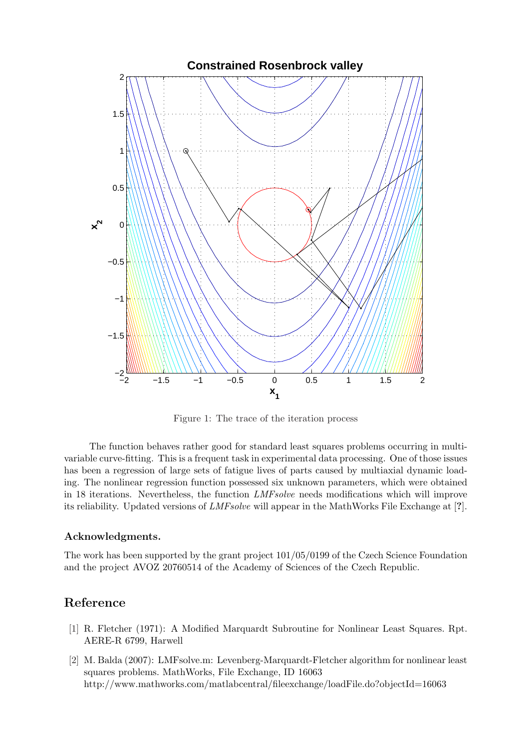Constrained Rosenbrock valley

$x_2$

$x_1$

Figure 1: The trace of the iteration process

The function behaves rather good for standard least squares problems occurring in multivariable curve-fitting. This is a frequent task in experimental data processing. One of those issues has been a regression of large sets of fatigue lives of parts caused by multiaxial dynamic loading. The nonlinear regression function possessed six unknown parameters, which were obtained in 18 iterations. Nevertheless, the function *LMFsolve* needs modifications which will improve its reliability. Updated versions of *LMFsolve* will appear in the MathWorks File Exchange at [**?**].

**Acknowledgments.**

The work has been supported by the grant project 101/05/0199 of the Czech Science Foundation and the project AVOZ 20760514 of the Academy of Sciences of the Czech Republic.

## Reference

[1] R. Fletcher (1971): A Modified Marquardt Subroutine for Nonlinear Least Squares. Rpt. AERE-R 6799, Harwell

[2] M. Balda (2007): LMFsolve.m: Levenberg-Marquardt-Fletcher algorithm for nonlinear least squares problems. MathWorks, File Exchange, ID 16063
http://www.mathworks.com/matlabcentral/fileexchange/loadFile.do?objectId=16063